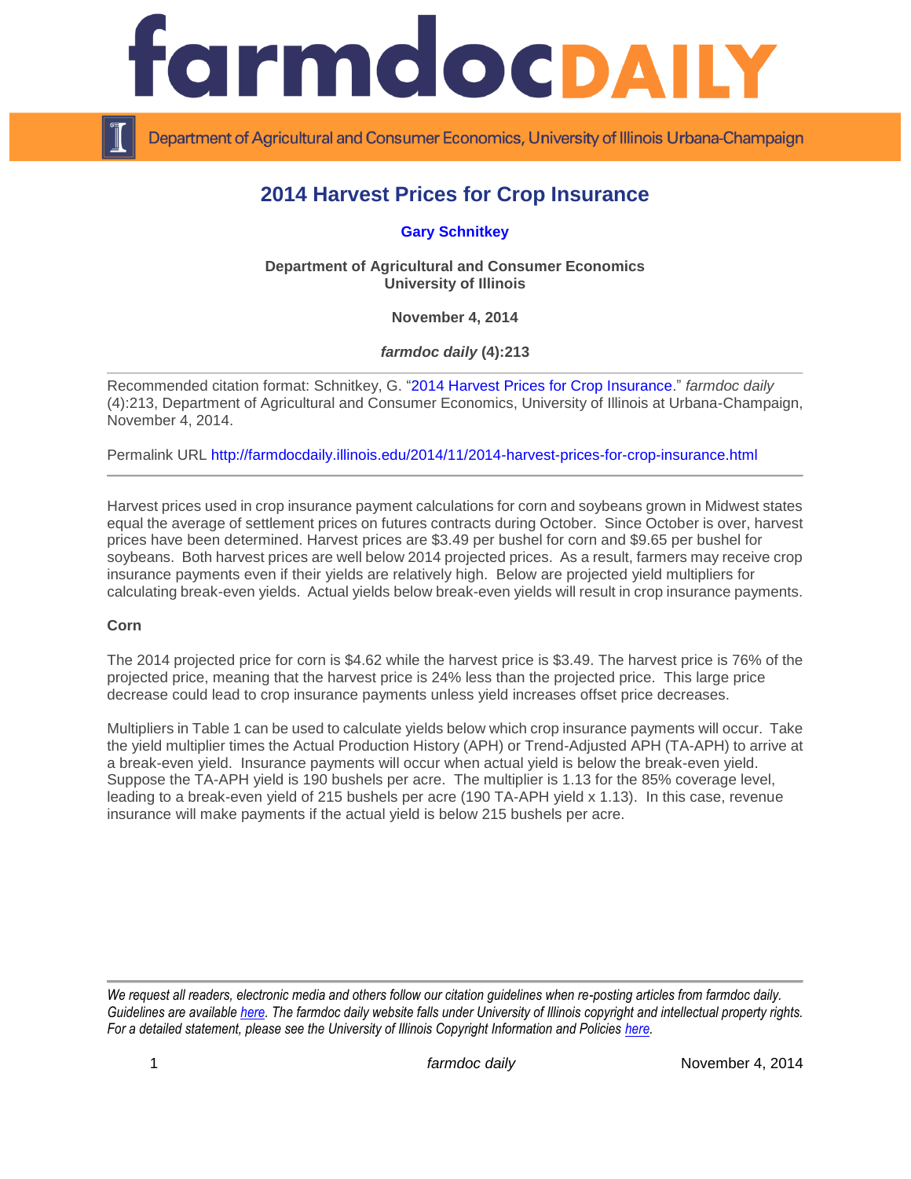# 2014 Harvest Prices for Crop Insurance

**Gary Schnitkey**

**Department of Agricultural and Consumer Economics**
**University of Illinois**

**November 4, 2014**

***farmdoc daily* (4):213**

Recommended citation format: Schnitkey, G. "2014 Harvest Prices for Crop Insurance." *farmdoc daily* (4):213, Department of Agricultural and Consumer Economics, University of Illinois at Urbana-Champaign, November 4, 2014.

Permalink URL http://farmdocdaily.illinois.edu/2014/11/2014-harvest-prices-for-crop-insurance.html

---

Harvest prices used in crop insurance payment calculations for corn and soybeans grown in Midwest states equal the average of settlement prices on futures contracts during October. Since October is over, harvest prices have been determined. Harvest prices are $3.49 per bushel for corn and $9.65 per bushel for soybeans. Both harvest prices are well below 2014 projected prices. As a result, farmers may receive crop insurance payments even if their yields are relatively high. Below are projected yield multipliers for calculating break-even yields. Actual yields below break-even yields will result in crop insurance payments.

**Corn**

The 2014 projected price for corn is $4.62 while the harvest price is $3.49. The harvest price is 76% of the projected price, meaning that the harvest price is 24% less than the projected price. This large price decrease could lead to crop insurance payments unless yield increases offset price decreases.

Multipliers in Table 1 can be used to calculate yields below which crop insurance payments will occur. Take the yield multiplier times the Actual Production History (APH) or Trend-Adjusted APH (TA-APH) to arrive at a break-even yield. Insurance payments will occur when actual yield is below the break-even yield. Suppose the TA-APH yield is 190 bushels per acre. The multiplier is 1.13 for the 85% coverage level, leading to a break-even yield of 215 bushels per acre (190 TA-APH yield x 1.13). In this case, revenue insurance will make payments if the actual yield is below 215 bushels per acre.

---

*We request all readers, electronic media and others follow our citation guidelines when re-posting articles from farmdoc daily. Guidelines are available here. The farmdoc daily website falls under University of Illinois copyright and intellectual property rights. For a detailed statement, please see the University of Illinois Copyright Information and Policies here.*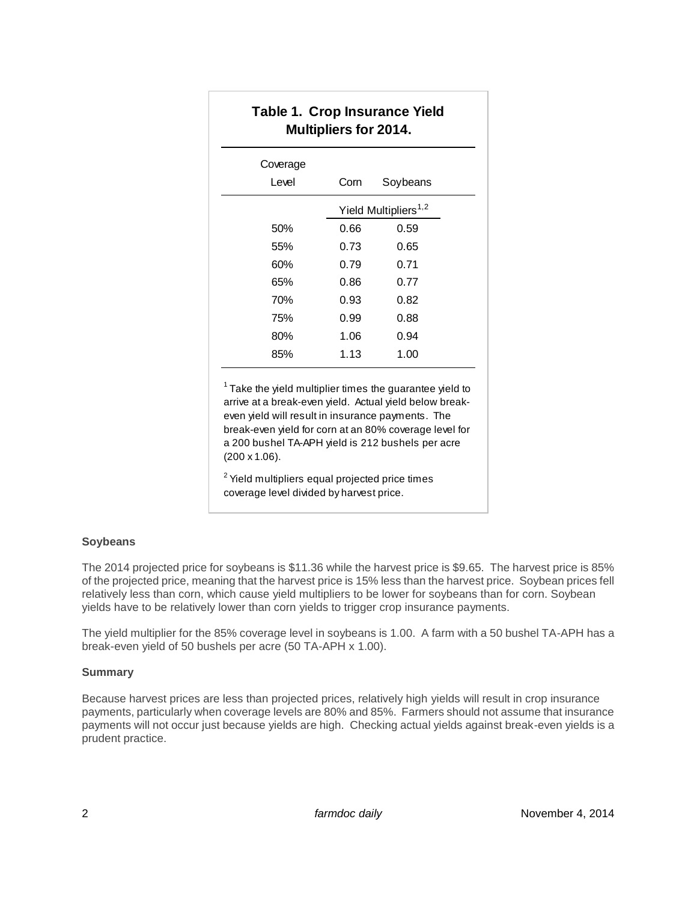**Table 1. Crop Insurance Yield Multipliers for 2014.**

| Coverage Level | Corn | Soybeans |
|---|---|---|
| | Yield Multipliers[1,2] | |
| 50% | 0.66 | 0.59 |
| 55% | 0.73 | 0.65 |
| 60% | 0.79 | 0.71 |
| 65% | 0.86 | 0.77 |
| 70% | 0.93 | 0.82 |
| 75% | 0.99 | 0.88 |
| 80% | 1.06 | 0.94 |
| 85% | 1.13 | 1.00 |

[1] Take the yield multiplier times the guarantee yield to arrive at a break-even yield. Actual yield below break-even yield will result in insurance payments. The break-even yield for corn at an 80% coverage level for a 200 bushel TA-APH yield is 212 bushels per acre (200 x 1.06).

[2] Yield multipliers equal projected price times coverage level divided by harvest price.

**Soybeans**

The 2014 projected price for soybeans is $11.36 while the harvest price is $9.65. The harvest price is 85% of the projected price, meaning that the harvest price is 15% less than the harvest price. Soybean prices fell relatively less than corn, which cause yield multipliers to be lower for soybeans than for corn. Soybean yields have to be relatively lower than corn yields to trigger crop insurance payments.

The yield multiplier for the 85% coverage level in soybeans is 1.00. A farm with a 50 bushel TA-APH has a break-even yield of 50 bushels per acre (50 TA-APH x 1.00).

**Summary**

Because harvest prices are less than projected prices, relatively high yields will result in crop insurance payments, particularly when coverage levels are 80% and 85%. Farmers should not assume that insurance payments will not occur just because yields are high. Checking actual yields against break-even yields is a prudent practice.